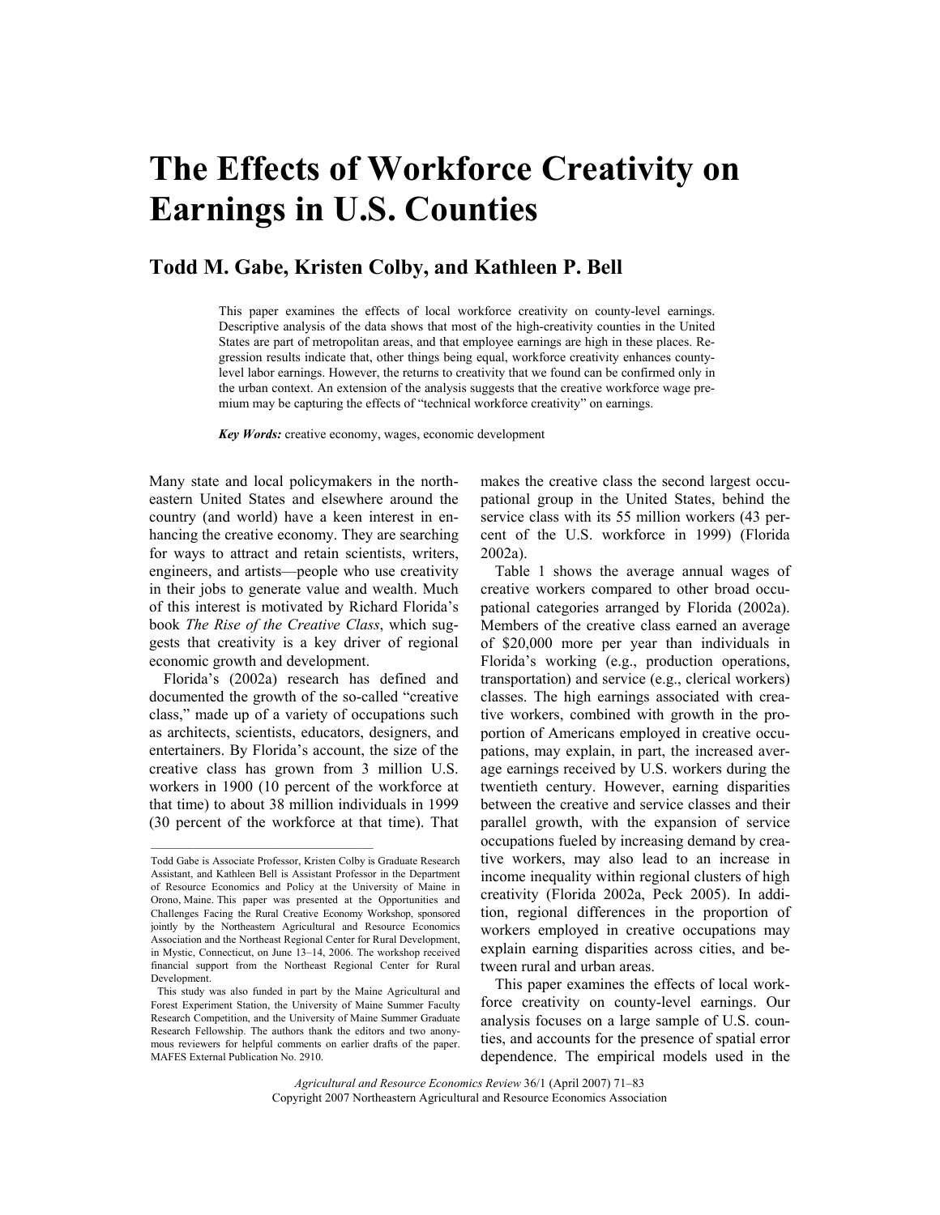# The Effects of Workforce Creativity on Earnings in U.S. Counties

## Todd M. Gabe, Kristen Colby, and Kathleen P. Bell

This paper examines the effects of local workforce creativity on county-level earnings. Descriptive analysis of the data shows that most of the high-creativity counties in the United States are part of metropolitan areas, and that employee earnings are high in these places. Regression results indicate that, other things being equal, workforce creativity enhances county-level labor earnings. However, the returns to creativity that we found can be confirmed only in the urban context. An extension of the analysis suggests that the creative workforce wage premium may be capturing the effects of "technical workforce creativity" on earnings.

***Key Words:*** creative economy, wages, economic development

Many state and local policymakers in the northeastern United States and elsewhere around the country (and world) have a keen interest in enhancing the creative economy. They are searching for ways to attract and retain scientists, writers, engineers, and artists—people who use creativity in their jobs to generate value and wealth. Much of this interest is motivated by Richard Florida's book *The Rise of the Creative Class*, which suggests that creativity is a key driver of regional economic growth and development.

Florida's (2002a) research has defined and documented the growth of the so-called "creative class," made up of a variety of occupations such as architects, scientists, educators, designers, and entertainers. By Florida's account, the size of the creative class has grown from 3 million U.S. workers in 1900 (10 percent of the workforce at that time) to about 38 million individuals in 1999 (30 percent of the workforce at that time). That makes the creative class the second largest occupational group in the United States, behind the service class with its 55 million workers (43 percent of the U.S. workforce in 1999) (Florida 2002a).

Table 1 shows the average annual wages of creative workers compared to other broad occupational categories arranged by Florida (2002a). Members of the creative class earned an average of $20,000 more per year than individuals in Florida's working (e.g., production operations, transportation) and service (e.g., clerical workers) classes. The high earnings associated with creative workers, combined with growth in the proportion of Americans employed in creative occupations, may explain, in part, the increased average earnings received by U.S. workers during the twentieth century. However, earning disparities between the creative and service classes and their parallel growth, with the expansion of service occupations fueled by increasing demand by creative workers, may also lead to an increase in income inequality within regional clusters of high creativity (Florida 2002a, Peck 2005). In addition, regional differences in the proportion of workers employed in creative occupations may explain earning disparities across cities, and between rural and urban areas.

This paper examines the effects of local workforce creativity on county-level earnings. Our analysis focuses on a large sample of U.S. counties, and accounts for the presence of spatial error dependence. The empirical models used in the

---

Todd Gabe is Associate Professor, Kristen Colby is Graduate Research Assistant, and Kathleen Bell is Assistant Professor in the Department of Resource Economics and Policy at the University of Maine in Orono, Maine. This paper was presented at the Opportunities and Challenges Facing the Rural Creative Economy Workshop, sponsored jointly by the Northeastern Agricultural and Resource Economics Association and the Northeast Regional Center for Rural Development, in Mystic, Connecticut, on June 13–14, 2006. The workshop received financial support from the Northeast Regional Center for Rural Development.

This study was also funded in part by the Maine Agricultural and Forest Experiment Station, the University of Maine Summer Faculty Research Competition, and the University of Maine Summer Graduate Research Fellowship. The authors thank the editors and two anonymous reviewers for helpful comments on earlier drafts of the paper. MAFES External Publication No. 2910.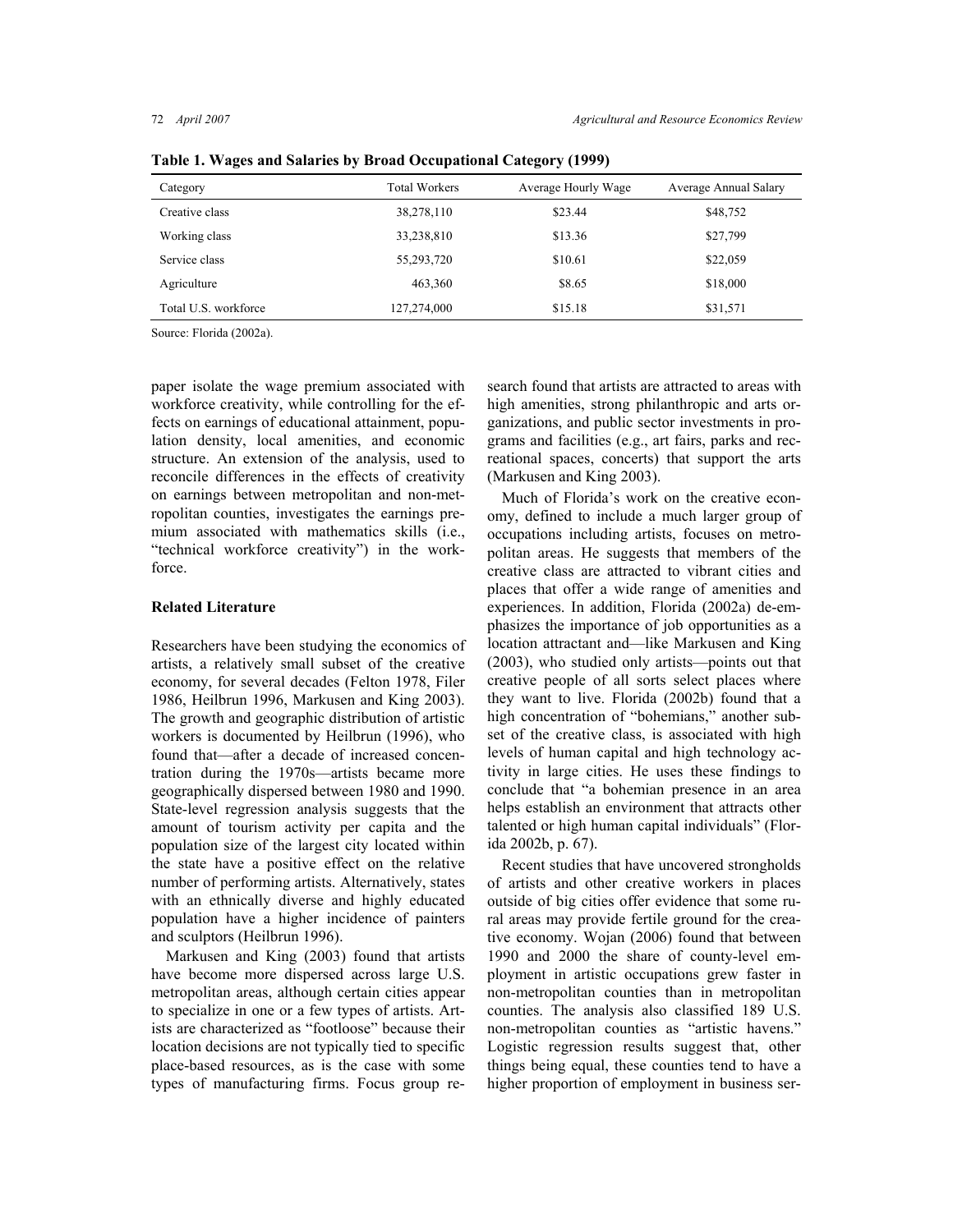**Table 1. Wages and Salaries by Broad Occupational Category (1999)**

| Category | Total Workers | Average Hourly Wage | Average Annual Salary |
|---|---|---|---|
| Creative class | 38,278,110 | \$23.44 | \$48,752 |
| Working class | 33,238,810 | \$13.36 | \$27,799 |
| Service class | 55,293,720 | \$10.61 | \$22,059 |
| Agriculture | 463,360 | \$8.65 | \$18,000 |
| Total U.S. workforce | 127,274,000 | \$15.18 | \$31,571 |

Source: Florida (2002a).

paper isolate the wage premium associated with workforce creativity, while controlling for the effects on earnings of educational attainment, population density, local amenities, and economic structure. An extension of the analysis, used to reconcile differences in the effects of creativity on earnings between metropolitan and non-metropolitan counties, investigates the earnings premium associated with mathematics skills (i.e., "technical workforce creativity") in the workforce.

## Related Literature

Researchers have been studying the economics of artists, a relatively small subset of the creative economy, for several decades (Felton 1978, Filer 1986, Heilbrun 1996, Markusen and King 2003). The growth and geographic distribution of artistic workers is documented by Heilbrun (1996), who found that—after a decade of increased concentration during the 1970s—artists became more geographically dispersed between 1980 and 1990. State-level regression analysis suggests that the amount of tourism activity per capita and the population size of the largest city located within the state have a positive effect on the relative number of performing artists. Alternatively, states with an ethnically diverse and highly educated population have a higher incidence of painters and sculptors (Heilbrun 1996).

Markusen and King (2003) found that artists have become more dispersed across large U.S. metropolitan areas, although certain cities appear to specialize in one or a few types of artists. Artists are characterized as "footloose" because their location decisions are not typically tied to specific place-based resources, as is the case with some types of manufacturing firms. Focus group research found that artists are attracted to areas with high amenities, strong philanthropic and arts organizations, and public sector investments in programs and facilities (e.g., art fairs, parks and recreational spaces, concerts) that support the arts (Markusen and King 2003).

Much of Florida's work on the creative economy, defined to include a much larger group of occupations including artists, focuses on metropolitan areas. He suggests that members of the creative class are attracted to vibrant cities and places that offer a wide range of amenities and experiences. In addition, Florida (2002a) de-emphasizes the importance of job opportunities as a location attractant and—like Markusen and King (2003), who studied only artists—points out that creative people of all sorts select places where they want to live. Florida (2002b) found that a high concentration of "bohemians," another subset of the creative class, is associated with high levels of human capital and high technology activity in large cities. He uses these findings to conclude that "a bohemian presence in an area helps establish an environment that attracts other talented or high human capital individuals" (Florida 2002b, p. 67).

Recent studies that have uncovered strongholds of artists and other creative workers in places outside of big cities offer evidence that some rural areas may provide fertile ground for the creative economy. Wojan (2006) found that between 1990 and 2000 the share of county-level employment in artistic occupations grew faster in non-metropolitan counties than in metropolitan counties. The analysis also classified 189 U.S. non-metropolitan counties as "artistic havens." Logistic regression results suggest that, other things being equal, these counties tend to have a higher proportion of employment in business ser-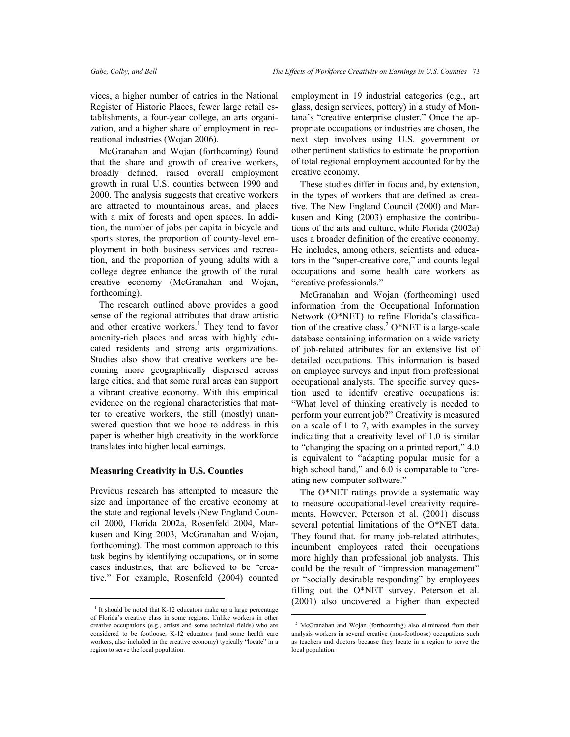vices, a higher number of entries in the National Register of Historic Places, fewer large retail establishments, a four-year college, an arts organization, and a higher share of employment in recreational industries (Wojan 2006).

McGranahan and Wojan (forthcoming) found that the share and growth of creative workers, broadly defined, raised overall employment growth in rural U.S. counties between 1990 and 2000. The analysis suggests that creative workers are attracted to mountainous areas, and places with a mix of forests and open spaces. In addition, the number of jobs per capita in bicycle and sports stores, the proportion of county-level employment in both business services and recreation, and the proportion of young adults with a college degree enhance the growth of the rural creative economy (McGranahan and Wojan, forthcoming).

The research outlined above provides a good sense of the regional attributes that draw artistic and other creative workers.[1] They tend to favor amenity-rich places and areas with highly educated residents and strong arts organizations. Studies also show that creative workers are becoming more geographically dispersed across large cities, and that some rural areas can support a vibrant creative economy. With this empirical evidence on the regional characteristics that matter to creative workers, the still (mostly) unanswered question that we hope to address in this paper is whether high creativity in the workforce translates into higher local earnings.

## Measuring Creativity in U.S. Counties

Previous research has attempted to measure the size and importance of the creative economy at the state and regional levels (New England Council 2000, Florida 2002a, Rosenfeld 2004, Markusen and King 2003, McGranahan and Wojan, forthcoming). The most common approach to this task begins by identifying occupations, or in some cases industries, that are believed to be "creative." For example, Rosenfeld (2004) counted employment in 19 industrial categories (e.g., art glass, design services, pottery) in a study of Montana's "creative enterprise cluster." Once the appropriate occupations or industries are chosen, the next step involves using U.S. government or other pertinent statistics to estimate the proportion of total regional employment accounted for by the creative economy.

These studies differ in focus and, by extension, in the types of workers that are defined as creative. The New England Council (2000) and Markusen and King (2003) emphasize the contributions of the arts and culture, while Florida (2002a) uses a broader definition of the creative economy. He includes, among others, scientists and educators in the "super-creative core," and counts legal occupations and some health care workers as "creative professionals."

McGranahan and Wojan (forthcoming) used information from the Occupational Information Network (O*NET) to refine Florida's classification of the creative class.[2] O*NET is a large-scale database containing information on a wide variety of job-related attributes for an extensive list of detailed occupations. This information is based on employee surveys and input from professional occupational analysts. The specific survey question used to identify creative occupations is: "What level of thinking creatively is needed to perform your current job?" Creativity is measured on a scale of 1 to 7, with examples in the survey indicating that a creativity level of 1.0 is similar to "changing the spacing on a printed report," 4.0 is equivalent to "adapting popular music for a high school band," and 6.0 is comparable to "creating new computer software."

The O*NET ratings provide a systematic way to measure occupational-level creativity requirements. However, Peterson et al. (2001) discuss several potential limitations of the O*NET data. They found that, for many job-related attributes, incumbent employees rated their occupations more highly than professional job analysts. This could be the result of "impression management" or "socially desirable responding" by employees filling out the O*NET survey. Peterson et al. (2001) also uncovered a higher than expected

---

[1] It should be noted that K-12 educators make up a large percentage of Florida's creative class in some regions. Unlike workers in other creative occupations (e.g., artists and some technical fields) who are considered to be footloose, K-12 educators (and some health care workers, also included in the creative economy) typically "locate" in a region to serve the local population.

[2] McGranahan and Wojan (forthcoming) also eliminated from their analysis workers in several creative (non-footloose) occupations such as teachers and doctors because they locate in a region to serve the local population.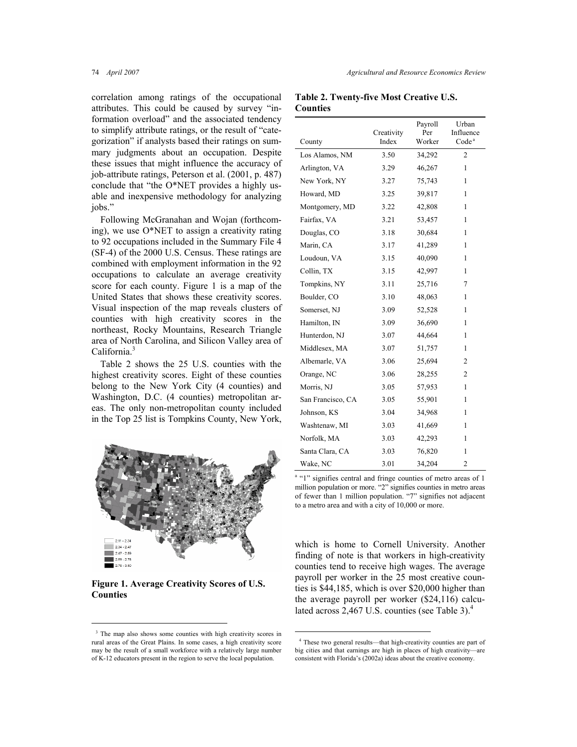correlation among ratings of the occupational attributes. This could be caused by survey "information overload" and the associated tendency to simplify attribute ratings, or the result of "categorization" if analysts based their ratings on summary judgments about an occupation. Despite these issues that might influence the accuracy of job-attribute ratings, Peterson et al. (2001, p. 487) conclude that "the O*NET provides a highly usable and inexpensive methodology for analyzing jobs."

Following McGranahan and Wojan (forthcoming), we use O*NET to assign a creativity rating to 92 occupations included in the Summary File 4 (SF-4) of the 2000 U.S. Census. These ratings are combined with employment information in the 92 occupations to calculate an average creativity score for each county. Figure 1 is a map of the United States that shows these creativity scores. Visual inspection of the map reveals clusters of counties with high creativity scores in the northeast, Rocky Mountains, Research Triangle area of North Carolina, and Silicon Valley area of California.[3]

Table 2 shows the 25 U.S. counties with the highest creativity scores. Eight of these counties belong to the New York City (4 counties) and Washington, D.C. (4 counties) metropolitan areas. The only non-metropolitan county included in the Top 25 list is Tompkins County, New York, which is home to Cornell University. Another finding of note is that workers in high-creativity counties tend to receive high wages. The average payroll per worker in the 25 most creative counties is $44,185, which is over $20,000 higher than the average payroll per worker ($24,116) calculated across 2,467 U.S. counties (see Table 3).[4]

**Table 2. Twenty-five Most Creative U.S. Counties**

| County | Creativity Index | Payroll Per Worker | Urban Influence Code[a] |
|---|---|---|---|
| Los Alamos, NM | 3.50 | 34,292 | 2 |
| Arlington, VA | 3.29 | 46,267 | 1 |
| New York, NY | 3.27 | 75,743 | 1 |
| Howard, MD | 3.25 | 39,817 | 1 |
| Montgomery, MD | 3.22 | 42,808 | 1 |
| Fairfax, VA | 3.21 | 53,457 | 1 |
| Douglas, CO | 3.18 | 30,684 | 1 |
| Marin, CA | 3.17 | 41,289 | 1 |
| Loudoun, VA | 3.15 | 40,090 | 1 |
| Collin, TX | 3.15 | 42,997 | 1 |
| Tompkins, NY | 3.11 | 25,716 | 7 |
| Boulder, CO | 3.10 | 48,063 | 1 |
| Somerset, NJ | 3.09 | 52,528 | 1 |
| Hamilton, IN | 3.09 | 36,690 | 1 |
| Hunterdon, NJ | 3.07 | 44,664 | 1 |
| Middlesex, MA | 3.07 | 51,757 | 1 |
| Albemarle, VA | 3.06 | 25,694 | 2 |
| Orange, NC | 3.06 | 28,255 | 2 |
| Morris, NJ | 3.05 | 57,953 | 1 |
| San Francisco, CA | 3.05 | 55,901 | 1 |
| Johnson, KS | 3.04 | 34,968 | 1 |
| Washtenaw, MI | 3.03 | 41,669 | 1 |
| Norfolk, MA | 3.03 | 42,293 | 1 |
| Santa Clara, CA | 3.03 | 76,820 | 1 |
| Wake, NC | 3.01 | 34,204 | 2 |

[a] "1" signifies central and fringe counties of metro areas of 1 million population or more. "2" signifies counties in metro areas of fewer than 1 million population. "7" signifies not adjacent to a metro area and with a city of 10,000 or more.

**Figure 1. Average Creativity Scores of U.S. Counties**

[3] The map also shows some counties with high creativity scores in rural areas of the Great Plains. In some cases, a high creativity score may be the result of a small workforce with a relatively large number of K-12 educators present in the region to serve the local population.

[4] These two general results—that high-creativity counties are part of big cities and that earnings are high in places of high creativity—are consistent with Florida's (2002a) ideas about the creative economy.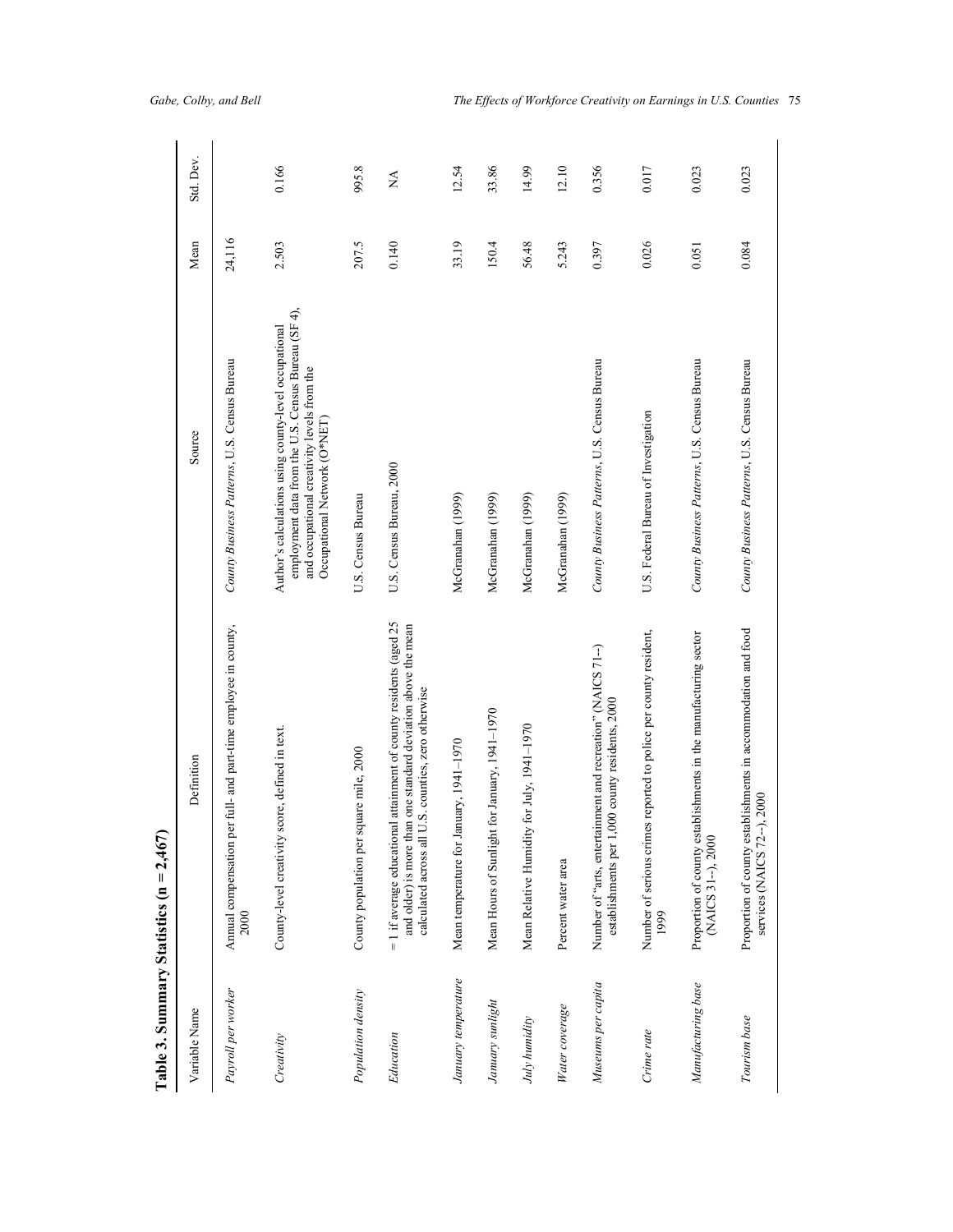**Table 3. Summary Statistics (n = 2,467)**

| Variable Name | Definition | Source | Mean | Std. Dev. |
|---|---|---|---|---|
| *Payroll per worker* | Annual compensation per full- and part-time employee in county, 2000 | *County Business Patterns*, U.S. Census Bureau | 24,116 | |
| *Creativity* | County-level creativity score, defined in text. | Author's calculations using county-level occupational employment data from the U.S. Census Bureau (SF 4), and occupational creativity levels from the Occupational Network (O*NET) | 2.503 | 0.166 |
| *Population density* | County population per square mile, 2000 | U.S. Census Bureau | 207.5 | 995.8 |
| *Education* | = 1 if average educational attainment of county residents (aged 25 and older) is more than one standard deviation above the mean calculated across all U.S. counties, zero otherwise | U.S. Census Bureau, 2000 | 0.140 | NA |
| *January temperature* | Mean temperature for January, 1941–1970 | McGranahan (1999) | 33.19 | 12.54 |
| *January sunlight* | Mean Hours of Sunlight for January, 1941–1970 | McGranahan (1999) | 150.4 | 33.86 |
| *July humidity* | Mean Relative Humidity for July, 1941–1970 | McGranahan (1999) | 56.48 | 14.99 |
| *Water coverage* | Percent water area | McGranahan (1999) | 5.243 | 12.10 |
| *Museums per capita* | Number of "arts, entertainment and recreation" (NAICS 71--) establishments per 1,000 county residents, 2000 | *County Business Patterns*, U.S. Census Bureau | 0.397 | 0.356 |
| *Crime rate* | Number of serious crimes reported to police per county resident, 1999 | U.S. Federal Bureau of Investigation | 0.026 | 0.017 |
| *Manufacturing base* | Proportion of county establishments in the manufacturing sector (NAICS 31--), 2000 | *County Business Patterns*, U.S. Census Bureau | 0.051 | 0.023 |
| *Tourism base* | Proportion of county establishments in accommodation and food services (NAICS 72--), 2000 | *County Business Patterns*, U.S. Census Bureau | 0.084 | 0.023 |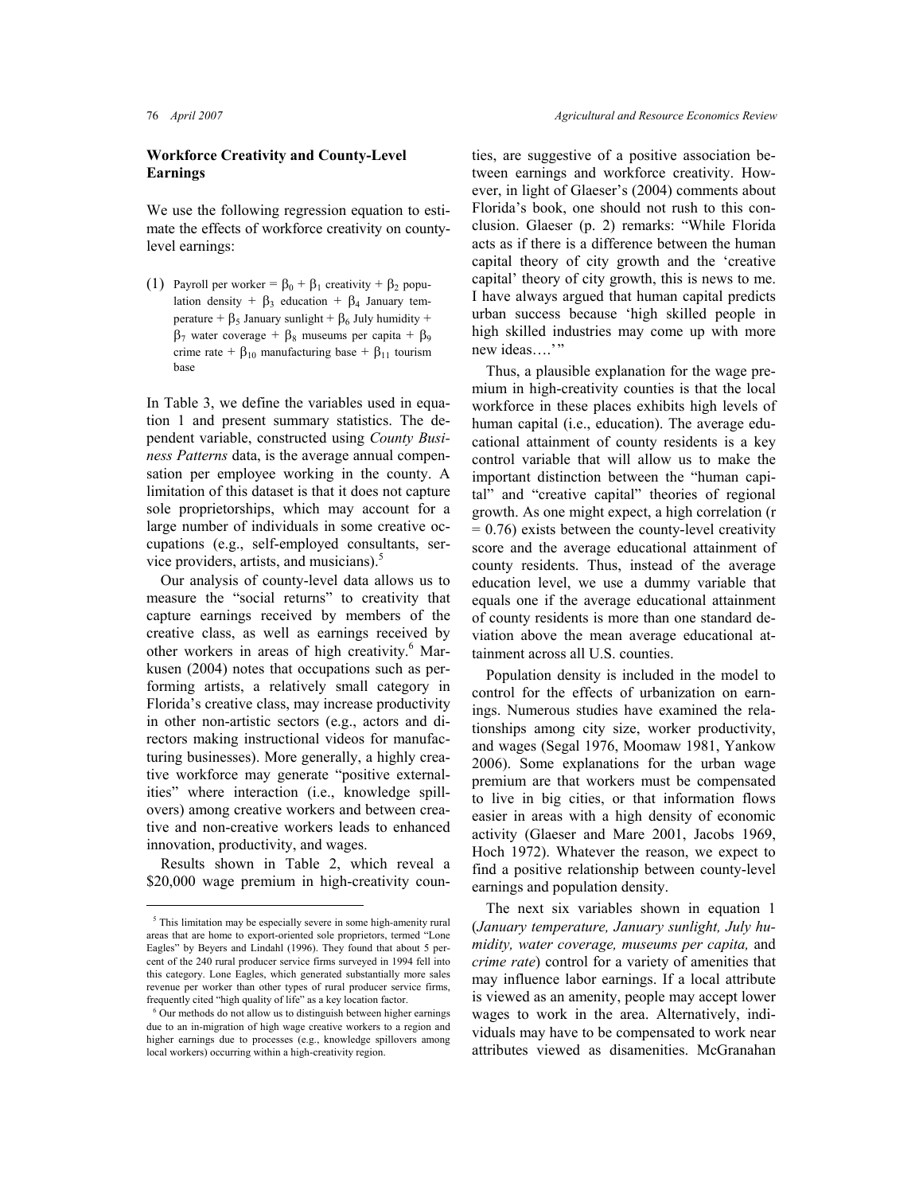## Workforce Creativity and County-Level Earnings

We use the following regression equation to estimate the effects of workforce creativity on county-level earnings:

$$\text{(1)} \quad \text{Payroll per worker} = \beta_0 + \beta_1 \text{ creativity} + \beta_2 \text{ population density} + \beta_3 \text{ education} + \beta_4 \text{ January temperature} + \beta_5 \text{ January sunlight} + \beta_6 \text{ July humidity} + \beta_7 \text{ water coverage} + \beta_8 \text{ museums per capita} + \beta_9 \text{ crime rate} + \beta_{10} \text{ manufacturing base} + \beta_{11} \text{ tourism base}$$

In Table 3, we define the variables used in equation 1 and present summary statistics. The dependent variable, constructed using *County Business Patterns* data, is the average annual compensation per employee working in the county. A limitation of this dataset is that it does not capture sole proprietorships, which may account for a large number of individuals in some creative occupations (e.g., self-employed consultants, service providers, artists, and musicians).[5]

Our analysis of county-level data allows us to measure the "social returns" to creativity that capture earnings received by members of the creative class, as well as earnings received by other workers in areas of high creativity.[6] Markusen (2004) notes that occupations such as performing artists, a relatively small category in Florida's creative class, may increase productivity in other non-artistic sectors (e.g., actors and directors making instructional videos for manufacturing businesses). More generally, a highly creative workforce may generate "positive externalities" where interaction (i.e., knowledge spillovers) among creative workers and between creative and non-creative workers leads to enhanced innovation, productivity, and wages.

Results shown in Table 2, which reveal a \$20,000 wage premium in high-creativity counties, are suggestive of a positive association between earnings and workforce creativity. However, in light of Glaeser's (2004) comments about Florida's book, one should not rush to this conclusion. Glaeser (p. 2) remarks: "While Florida acts as if there is a difference between the human capital theory of city growth and the 'creative capital' theory of city growth, this is news to me. I have always argued that human capital predicts urban success because 'high skilled people in high skilled industries may come up with more new ideas….'"

Thus, a plausible explanation for the wage premium in high-creativity counties is that the local workforce in these places exhibits high levels of human capital (i.e., education). The average educational attainment of county residents is a key control variable that will allow us to make the important distinction between the "human capital" and "creative capital" theories of regional growth. As one might expect, a high correlation ($r = 0.76$) exists between the county-level creativity score and the average educational attainment of county residents. Thus, instead of the average education level, we use a dummy variable that equals one if the average educational attainment of county residents is more than one standard deviation above the mean average educational attainment across all U.S. counties.

Population density is included in the model to control for the effects of urbanization on earnings. Numerous studies have examined the relationships among city size, worker productivity, and wages (Segal 1976, Moomaw 1981, Yankow 2006). Some explanations for the urban wage premium are that workers must be compensated to live in big cities, or that information flows easier in areas with a high density of economic activity (Glaeser and Mare 2001, Jacobs 1969, Hoch 1972). Whatever the reason, we expect to find a positive relationship between county-level earnings and population density.

The next six variables shown in equation 1 (*January temperature, January sunlight, July humidity, water coverage, museums per capita,* and *crime rate*) control for a variety of amenities that may influence labor earnings. If a local attribute is viewed as an amenity, people may accept lower wages to work in the area. Alternatively, individuals may have to be compensated to work near attributes viewed as disamenities. McGranahan

---

[5] This limitation may be especially severe in some high-amenity rural areas that are home to export-oriented sole proprietors, termed "Lone Eagles" by Beyers and Lindahl (1996). They found that about 5 percent of the 240 rural producer service firms surveyed in 1994 fell into this category. Lone Eagles, which generated substantially more sales revenue per worker than other types of rural producer service firms, frequently cited "high quality of life" as a key location factor.

[6] Our methods do not allow us to distinguish between higher earnings due to an in-migration of high wage creative workers to a region and higher earnings due to processes (e.g., knowledge spillovers among local workers) occurring within a high-creativity region.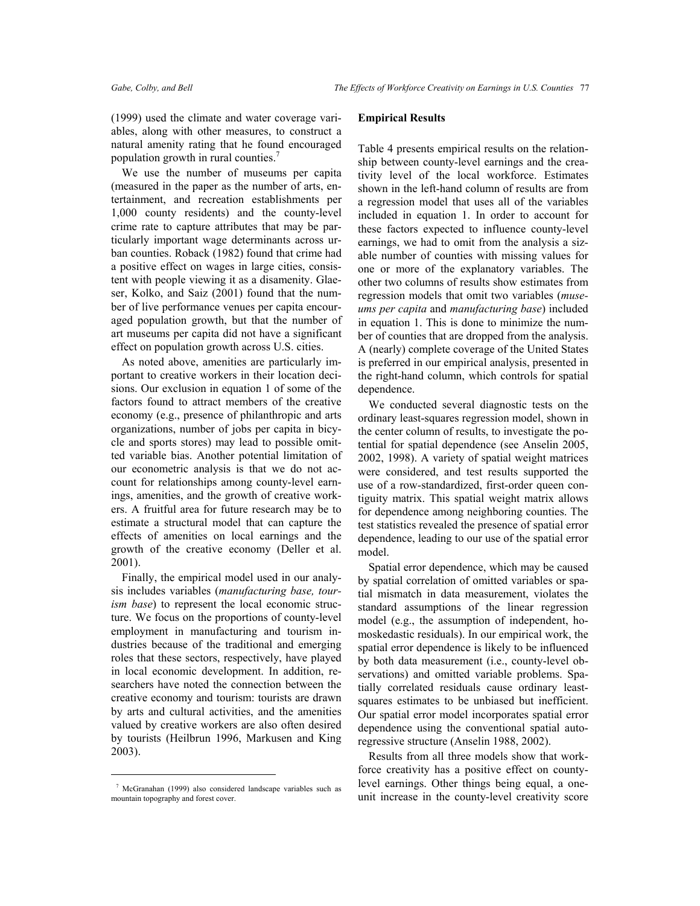(1999) used the climate and water coverage variables, along with other measures, to construct a natural amenity rating that he found encouraged population growth in rural counties.[7]

We use the number of museums per capita (measured in the paper as the number of arts, entertainment, and recreation establishments per 1,000 county residents) and the county-level crime rate to capture attributes that may be particularly important wage determinants across urban counties. Roback (1982) found that crime had a positive effect on wages in large cities, consistent with people viewing it as a disamenity. Glaeser, Kolko, and Saiz (2001) found that the number of live performance venues per capita encouraged population growth, but that the number of art museums per capita did not have a significant effect on population growth across U.S. cities.

As noted above, amenities are particularly important to creative workers in their location decisions. Our exclusion in equation 1 of some of the factors found to attract members of the creative economy (e.g., presence of philanthropic and arts organizations, number of jobs per capita in bicycle and sports stores) may lead to possible omitted variable bias. Another potential limitation of our econometric analysis is that we do not account for relationships among county-level earnings, amenities, and the growth of creative workers. A fruitful area for future research may be to estimate a structural model that can capture the effects of amenities on local earnings and the growth of the creative economy (Deller et al. 2001).

Finally, the empirical model used in our analysis includes variables (*manufacturing base, tourism base*) to represent the local economic structure. We focus on the proportions of county-level employment in manufacturing and tourism industries because of the traditional and emerging roles that these sectors, respectively, have played in local economic development. In addition, researchers have noted the connection between the creative economy and tourism: tourists are drawn by arts and cultural activities, and the amenities valued by creative workers are also often desired by tourists (Heilbrun 1996, Markusen and King 2003).

[7] McGranahan (1999) also considered landscape variables such as mountain topography and forest cover.

## Empirical Results

Table 4 presents empirical results on the relationship between county-level earnings and the creativity level of the local workforce. Estimates shown in the left-hand column of results are from a regression model that uses all of the variables included in equation 1. In order to account for these factors expected to influence county-level earnings, we had to omit from the analysis a sizable number of counties with missing values for one or more of the explanatory variables. The other two columns of results show estimates from regression models that omit two variables (*museums per capita* and *manufacturing base*) included in equation 1. This is done to minimize the number of counties that are dropped from the analysis. A (nearly) complete coverage of the United States is preferred in our empirical analysis, presented in the right-hand column, which controls for spatial dependence.

We conducted several diagnostic tests on the ordinary least-squares regression model, shown in the center column of results, to investigate the potential for spatial dependence (see Anselin 2005, 2002, 1998). A variety of spatial weight matrices were considered, and test results supported the use of a row-standardized, first-order queen contiguity matrix. This spatial weight matrix allows for dependence among neighboring counties. The test statistics revealed the presence of spatial error dependence, leading to our use of the spatial error model.

Spatial error dependence, which may be caused by spatial correlation of omitted variables or spatial mismatch in data measurement, violates the standard assumptions of the linear regression model (e.g., the assumption of independent, homoskedastic residuals). In our empirical work, the spatial error dependence is likely to be influenced by both data measurement (i.e., county-level observations) and omitted variable problems. Spatially correlated residuals cause ordinary least-squares estimates to be unbiased but inefficient. Our spatial error model incorporates spatial error dependence using the conventional spatial autoregressive structure (Anselin 1988, 2002).

Results from all three models show that workforce creativity has a positive effect on county-level earnings. Other things being equal, a one-unit increase in the county-level creativity score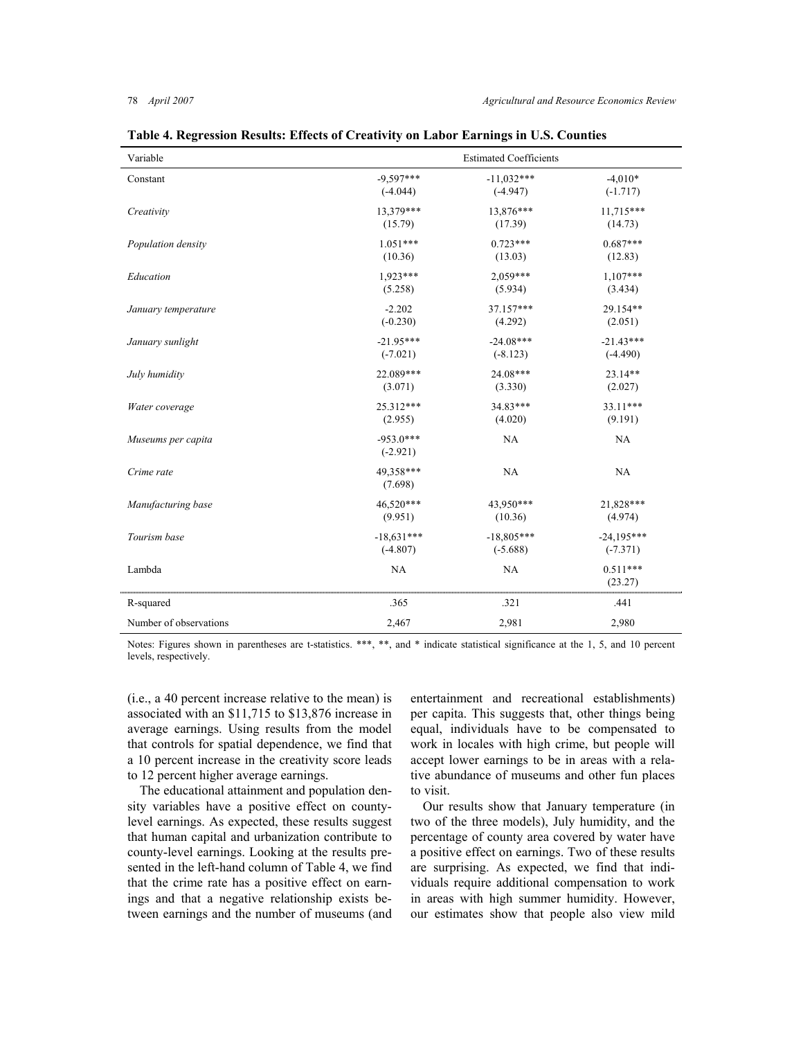**Table 4. Regression Results: Effects of Creativity on Labor Earnings in U.S. Counties**

| Variable | Estimated Coefficients | | |
|---|---|---|---|
| Constant | -9,597*** | -11,032*** | -4,010* |
| | (-4.044) | (-4.947) | (-1.717) |
| *Creativity* | 13,379*** | 13,876*** | 11,715*** |
| | (15.79) | (17.39) | (14.73) |
| *Population density* | 1.051*** | 0.723*** | 0.687*** |
| | (10.36) | (13.03) | (12.83) |
| *Education* | 1,923*** | 2,059*** | 1,107*** |
| | (5.258) | (5.934) | (3.434) |
| *January temperature* | -2.202 | 37.157*** | 29.154** |
| | (-0.230) | (4.292) | (2.051) |
| *January sunlight* | -21.95*** | -24.08*** | -21.43*** |
| | (-7.021) | (-8.123) | (-4.490) |
| *July humidity* | 22.089*** | 24.08*** | 23.14** |
| | (3.071) | (3.330) | (2.027) |
| *Water coverage* | 25.312*** | 34.83*** | 33.11*** |
| | (2.955) | (4.020) | (9.191) |
| *Museums per capita* | -953.0*** | NA | NA |
| | (-2.921) | | |
| *Crime rate* | 49,358*** | NA | NA |
| | (7.698) | | |
| *Manufacturing base* | 46,520*** | 43,950*** | 21,828*** |
| | (9.951) | (10.36) | (4.974) |
| *Tourism base* | -18,631*** | -18,805*** | -24,195*** |
| | (-4.807) | (-5.688) | (-7.371) |
| Lambda | NA | NA | 0.511*** |
| | | | (23.27) |
| R-squared | .365 | .321 | .441 |
| Number of observations | 2,467 | 2,981 | 2,980 |

Notes: Figures shown in parentheses are t-statistics. ***, **, and * indicate statistical significance at the 1, 5, and 10 percent levels, respectively.

(i.e., a 40 percent increase relative to the mean) is associated with an $11,715 to $13,876 increase in average earnings. Using results from the model that controls for spatial dependence, we find that a 10 percent increase in the creativity score leads to 12 percent higher average earnings.

The educational attainment and population density variables have a positive effect on county-level earnings. As expected, these results suggest that human capital and urbanization contribute to county-level earnings. Looking at the results presented in the left-hand column of Table 4, we find that the crime rate has a positive effect on earnings and that a negative relationship exists between earnings and the number of museums (and entertainment and recreational establishments) per capita. This suggests that, other things being equal, individuals have to be compensated to work in locales with high crime, but people will accept lower earnings to be in areas with a relative abundance of museums and other fun places to visit.

Our results show that January temperature (in two of the three models), July humidity, and the percentage of county area covered by water have a positive effect on earnings. Two of these results are surprising. As expected, we find that individuals require additional compensation to work in areas with high summer humidity. However, our estimates show that people also view mild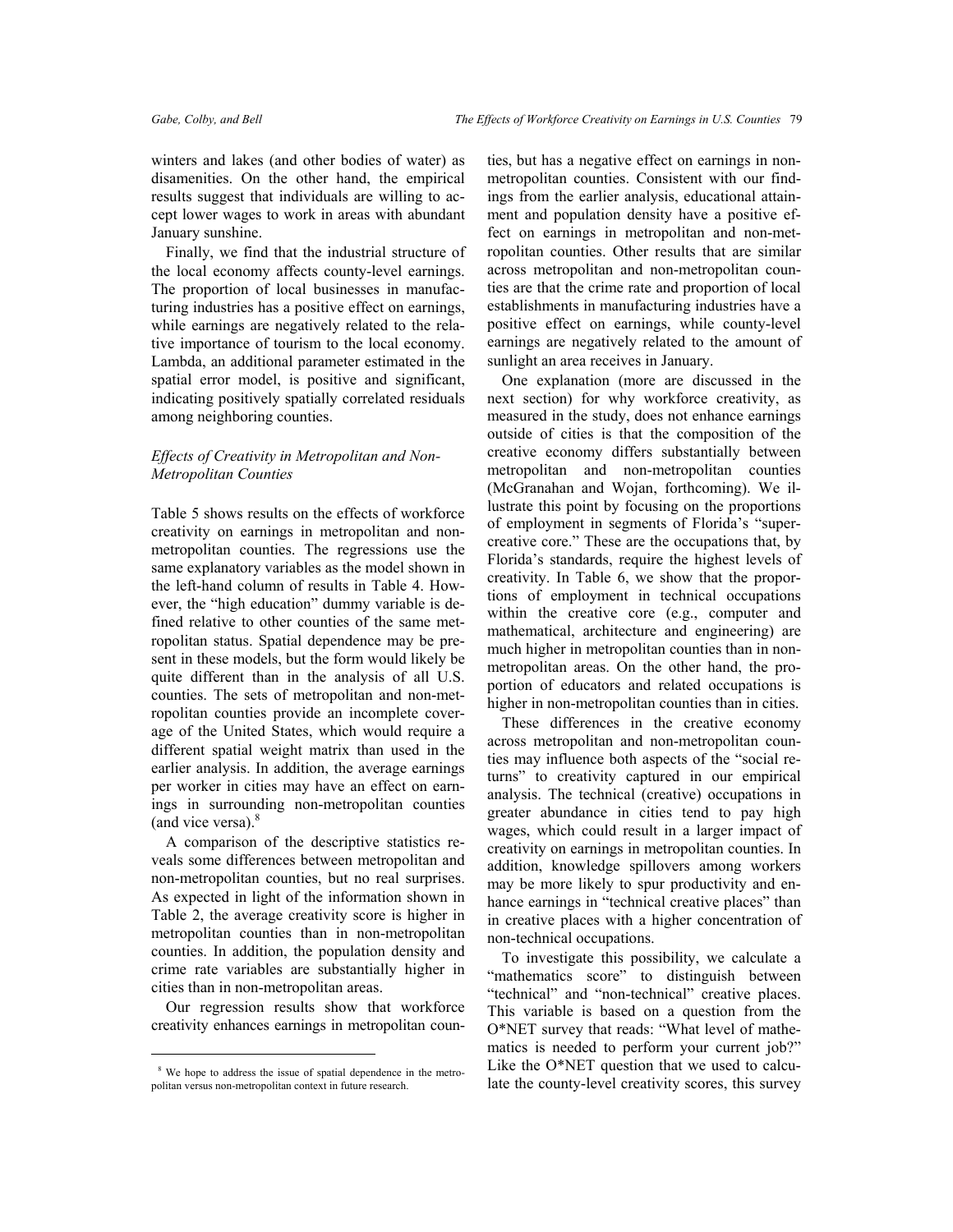winters and lakes (and other bodies of water) as disamenities. On the other hand, the empirical results suggest that individuals are willing to accept lower wages to work in areas with abundant January sunshine.

Finally, we find that the industrial structure of the local economy affects county-level earnings. The proportion of local businesses in manufacturing industries has a positive effect on earnings, while earnings are negatively related to the relative importance of tourism to the local economy. Lambda, an additional parameter estimated in the spatial error model, is positive and significant, indicating positively spatially correlated residuals among neighboring counties.

### *Effects of Creativity in Metropolitan and Non-Metropolitan Counties*

Table 5 shows results on the effects of workforce creativity on earnings in metropolitan and non-metropolitan counties. The regressions use the same explanatory variables as the model shown in the left-hand column of results in Table 4. However, the "high education" dummy variable is defined relative to other counties of the same metropolitan status. Spatial dependence may be present in these models, but the form would likely be quite different than in the analysis of all U.S. counties. The sets of metropolitan and non-metropolitan counties provide an incomplete coverage of the United States, which would require a different spatial weight matrix than used in the earlier analysis. In addition, the average earnings per worker in cities may have an effect on earnings in surrounding non-metropolitan counties (and vice versa).[8]

A comparison of the descriptive statistics reveals some differences between metropolitan and non-metropolitan counties, but no real surprises. As expected in light of the information shown in Table 2, the average creativity score is higher in metropolitan counties than in non-metropolitan counties. In addition, the population density and crime rate variables are substantially higher in cities than in non-metropolitan areas.

Our regression results show that workforce creativity enhances earnings in metropolitan counties, but has a negative effect on earnings in non-metropolitan counties. Consistent with our findings from the earlier analysis, educational attainment and population density have a positive effect on earnings in metropolitan and non-metropolitan counties. Other results that are similar across metropolitan and non-metropolitan counties are that the crime rate and proportion of local establishments in manufacturing industries have a positive effect on earnings, while county-level earnings are negatively related to the amount of sunlight an area receives in January.

One explanation (more are discussed in the next section) for why workforce creativity, as measured in the study, does not enhance earnings outside of cities is that the composition of the creative economy differs substantially between metropolitan and non-metropolitan counties (McGranahan and Wojan, forthcoming). We illustrate this point by focusing on the proportions of employment in segments of Florida's "super-creative core." These are the occupations that, by Florida's standards, require the highest levels of creativity. In Table 6, we show that the proportions of employment in technical occupations within the creative core (e.g., computer and mathematical, architecture and engineering) are much higher in metropolitan counties than in non-metropolitan areas. On the other hand, the proportion of educators and related occupations is higher in non-metropolitan counties than in cities.

These differences in the creative economy across metropolitan and non-metropolitan counties may influence both aspects of the "social returns" to creativity captured in our empirical analysis. The technical (creative) occupations in greater abundance in cities tend to pay high wages, which could result in a larger impact of creativity on earnings in metropolitan counties. In addition, knowledge spillovers among workers may be more likely to spur productivity and enhance earnings in "technical creative places" than in creative places with a higher concentration of non-technical occupations.

To investigate this possibility, we calculate a "mathematics score" to distinguish between "technical" and "non-technical" creative places. This variable is based on a question from the O*NET survey that reads: "What level of mathematics is needed to perform your current job?" Like the O*NET question that we used to calculate the county-level creativity scores, this survey

[8] We hope to address the issue of spatial dependence in the metropolitan versus non-metropolitan context in future research.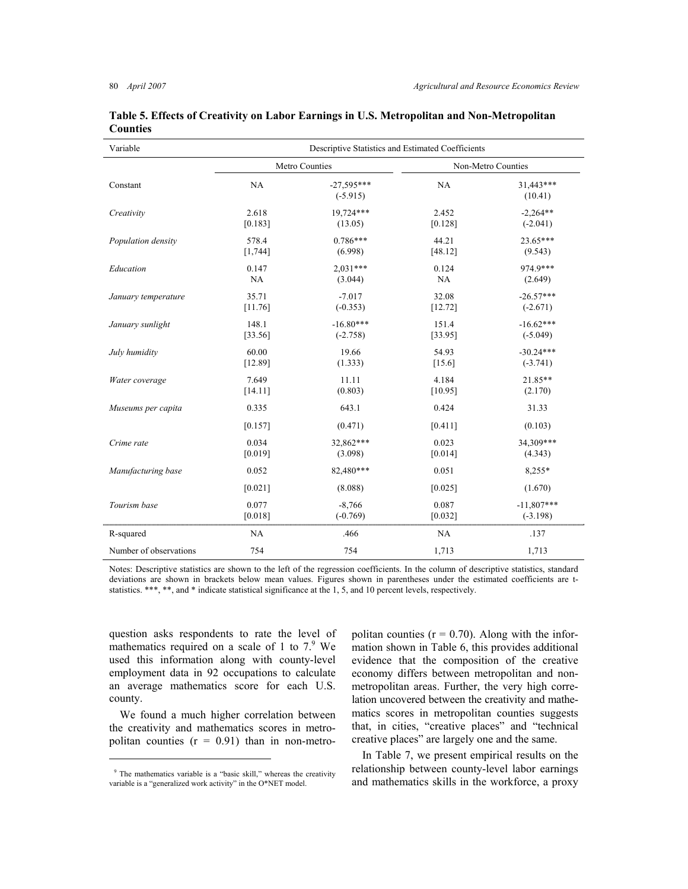**Table 5. Effects of Creativity on Labor Earnings in U.S. Metropolitan and Non-Metropolitan Counties**

| Variable | Descriptive Statistics and Estimated Coefficients | | | |
|---|---|---|---|---|
| | Metro Counties | | Non-Metro Counties | |
| Constant | NA | -27,595*** (-5.915) | NA | 31,443*** (10.41) |
| *Creativity* | 2.618 [0.183] | 19,724*** (13.05) | 2.452 [0.128] | -2,264** (-2.041) |
| *Population density* | 578.4 [1,744] | 0.786*** (6.998) | 44.21 [48.12] | 23.65*** (9.543) |
| *Education* | 0.147 NA | 2,031*** (3.044) | 0.124 NA | 974.9*** (2.649) |
| *January temperature* | 35.71 [11.76] | -7.017 (-0.353) | 32.08 [12.72] | -26.57*** (-2.671) |
| *January sunlight* | 148.1 [33.56] | -16.80*** (-2.758) | 151.4 [33.95] | -16.62*** (-5.049) |
| *July humidity* | 60.00 [12.89] | 19.66 (1.333) | 54.93 [15.6] | -30.24*** (-3.741) |
| *Water coverage* | 7.649 [14.11] | 11.11 (0.803) | 4.184 [10.95] | 21.85** (2.170) |
| *Museums per capita* | 0.335 [0.157] | 643.1 (0.471) | 0.424 [0.411] | 31.33 (0.103) |
| *Crime rate* | 0.034 [0.019] | 32,862*** (3.098) | 0.023 [0.014] | 34,309*** (4.343) |
| *Manufacturing base* | 0.052 [0.021] | 82,480*** (8.088) | 0.051 [0.025] | 8,255* (1.670) |
| *Tourism base* | 0.077 [0.018] | -8,766 (-0.769) | 0.087 [0.032] | -11,807*** (-3.198) |
| R-squared | NA | .466 | NA | .137 |
| Number of observations | 754 | 754 | 1,713 | 1,713 |

Notes: Descriptive statistics are shown to the left of the regression coefficients. In the column of descriptive statistics, standard deviations are shown in brackets below mean values. Figures shown in parentheses under the estimated coefficients are t-statistics. ***, **, and * indicate statistical significance at the 1, 5, and 10 percent levels, respectively.

question asks respondents to rate the level of mathematics required on a scale of 1 to 7.[9] We used this information along with county-level employment data in 92 occupations to calculate an average mathematics score for each U.S. county.

We found a much higher correlation between the creativity and mathematics scores in metropolitan counties ($r = 0.91$) than in non-metropolitan counties ($r = 0.70$). Along with the information shown in Table 6, this provides additional evidence that the composition of the creative economy differs between metropolitan and non-metropolitan areas. Further, the very high correlation uncovered between the creativity and mathematics scores in metropolitan counties suggests that, in cities, "creative places" and "technical creative places" are largely one and the same.

In Table 7, we present empirical results on the relationship between county-level labor earnings and mathematics skills in the workforce, a proxy

[9] The mathematics variable is a "basic skill," whereas the creativity variable is a "generalized work activity" in the O*NET model.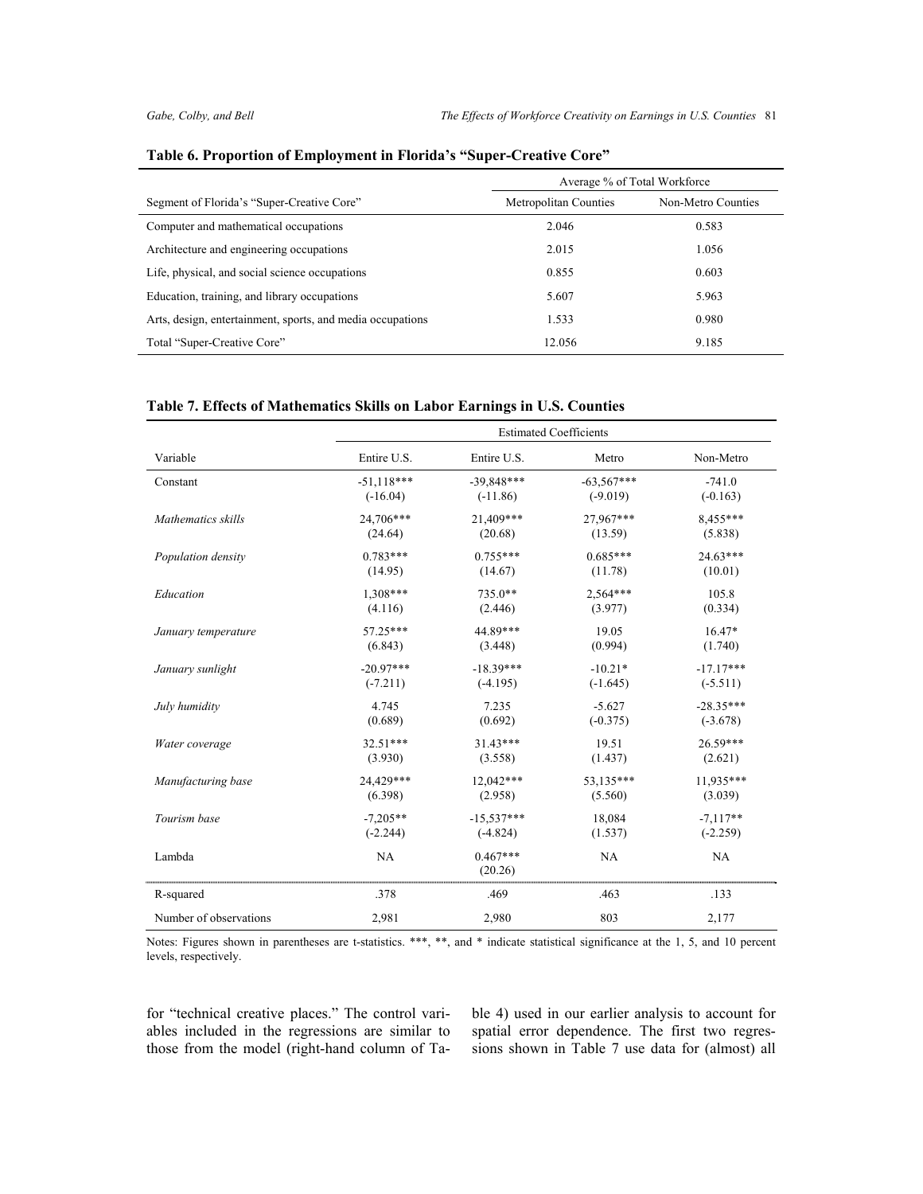**Table 6. Proportion of Employment in Florida's "Super-Creative Core"**

| | Average % of Total Workforce | |
|---|---|---|
| Segment of Florida's "Super-Creative Core" | Metropolitan Counties | Non-Metro Counties |
| Computer and mathematical occupations | 2.046 | 0.583 |
| Architecture and engineering occupations | 2.015 | 1.056 |
| Life, physical, and social science occupations | 0.855 | 0.603 |
| Education, training, and library occupations | 5.607 | 5.963 |
| Arts, design, entertainment, sports, and media occupations | 1.533 | 0.980 |
| Total "Super-Creative Core" | 12.056 | 9.185 |

**Table 7. Effects of Mathematics Skills on Labor Earnings in U.S. Counties**

| | Estimated Coefficients | | | |
|---|---|---|---|---|
| Variable | Entire U.S. | Entire U.S. | Metro | Non-Metro |
| Constant | -51,118*** | -39,848*** | -63,567*** | -741.0 |
| | (-16.04) | (-11.86) | (-9.019) | (-0.163) |
| *Mathematics skills* | 24,706*** | 21,409*** | 27,967*** | 8,455*** |
| | (24.64) | (20.68) | (13.59) | (5.838) |
| *Population density* | 0.783*** | 0.755*** | 0.685*** | 24.63*** |
| | (14.95) | (14.67) | (11.78) | (10.01) |
| *Education* | 1,308*** | 735.0** | 2,564*** | 105.8 |
| | (4.116) | (2.446) | (3.977) | (0.334) |
| *January temperature* | 57.25*** | 44.89*** | 19.05 | 16.47* |
| | (6.843) | (3.448) | (0.994) | (1.740) |
| *January sunlight* | -20.97*** | -18.39*** | -10.21* | -17.17*** |
| | (-7.211) | (-4.195) | (-1.645) | (-5.511) |
| *July humidity* | 4.745 | 7.235 | -5.627 | -28.35*** |
| | (0.689) | (0.692) | (-0.375) | (-3.678) |
| *Water coverage* | 32.51*** | 31.43*** | 19.51 | 26.59*** |
| | (3.930) | (3.558) | (1.437) | (2.621) |
| *Manufacturing base* | 24,429*** | 12,042*** | 53,135*** | 11,935*** |
| | (6.398) | (2.958) | (5.560) | (3.039) |
| *Tourism base* | -7,205** | -15,537*** | 18,084 | -7,117** |
| | (-2.244) | (-4.824) | (1.537) | (-2.259) |
| Lambda | NA | 0.467*** | NA | NA |
| | | (20.26) | | |
| R-squared | .378 | .469 | .463 | .133 |
| Number of observations | 2,981 | 2,980 | 803 | 2,177 |

Notes: Figures shown in parentheses are t-statistics. ***, **, and * indicate statistical significance at the 1, 5, and 10 percent levels, respectively.

for "technical creative places." The control variables included in the regressions are similar to those from the model (right-hand column of Table 4) used in our earlier analysis to account for spatial error dependence. The first two regressions shown in Table 7 use data for (almost) all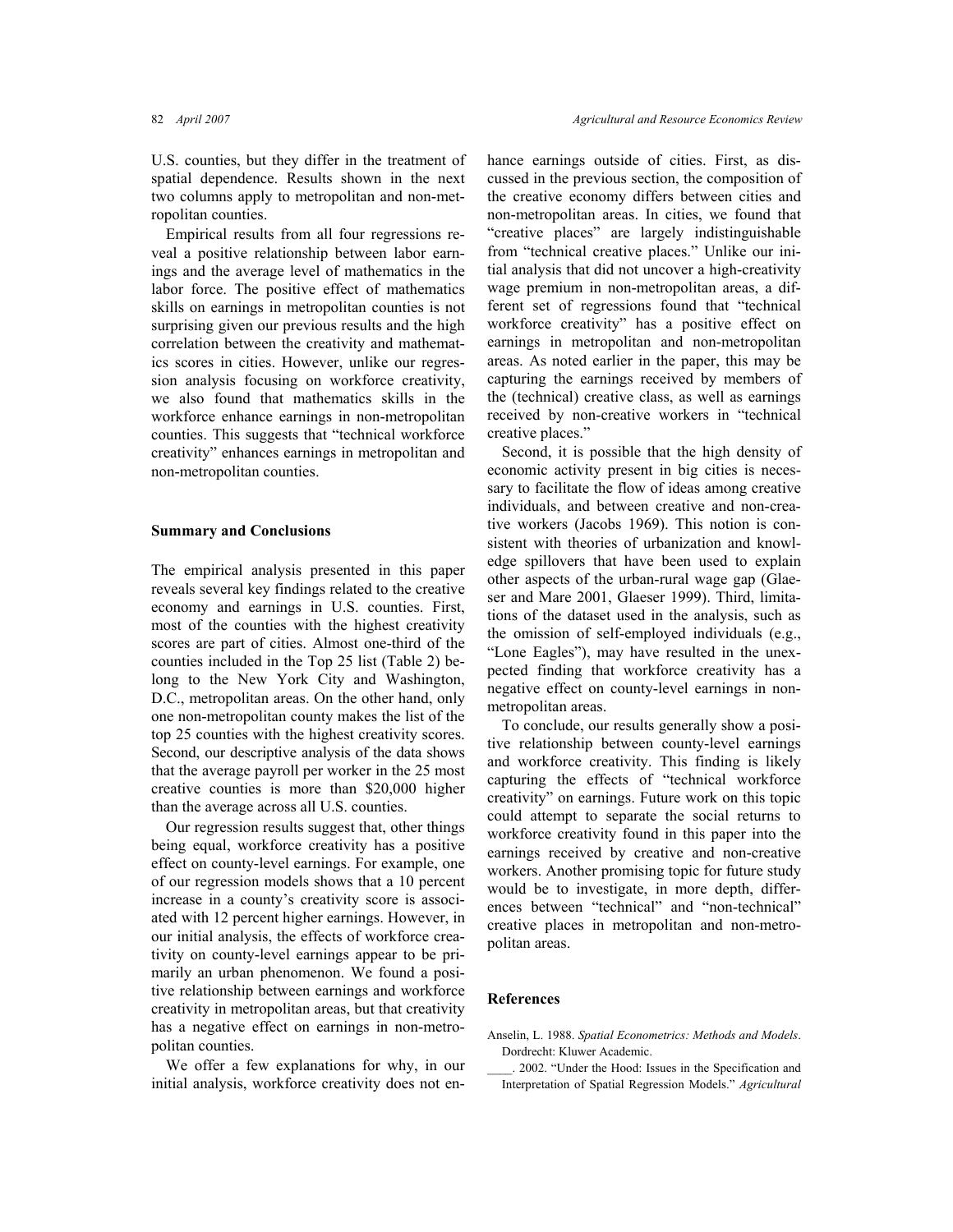U.S. counties, but they differ in the treatment of spatial dependence. Results shown in the next two columns apply to metropolitan and non-metropolitan counties.

Empirical results from all four regressions reveal a positive relationship between labor earnings and the average level of mathematics in the labor force. The positive effect of mathematics skills on earnings in metropolitan counties is not surprising given our previous results and the high correlation between the creativity and mathematics scores in cities. However, unlike our regression analysis focusing on workforce creativity, we also found that mathematics skills in the workforce enhance earnings in non-metropolitan counties. This suggests that "technical workforce creativity" enhances earnings in metropolitan and non-metropolitan counties.

## Summary and Conclusions

The empirical analysis presented in this paper reveals several key findings related to the creative economy and earnings in U.S. counties. First, most of the counties with the highest creativity scores are part of cities. Almost one-third of the counties included in the Top 25 list (Table 2) belong to the New York City and Washington, D.C., metropolitan areas. On the other hand, only one non-metropolitan county makes the list of the top 25 counties with the highest creativity scores. Second, our descriptive analysis of the data shows that the average payroll per worker in the 25 most creative counties is more than $20,000 higher than the average across all U.S. counties.

Our regression results suggest that, other things being equal, workforce creativity has a positive effect on county-level earnings. For example, one of our regression models shows that a 10 percent increase in a county's creativity score is associated with 12 percent higher earnings. However, in our initial analysis, the effects of workforce creativity on county-level earnings appear to be primarily an urban phenomenon. We found a positive relationship between earnings and workforce creativity in metropolitan areas, but that creativity has a negative effect on earnings in non-metropolitan counties.

We offer a few explanations for why, in our initial analysis, workforce creativity does not enhance earnings outside of cities. First, as discussed in the previous section, the composition of the creative economy differs between cities and non-metropolitan areas. In cities, we found that "creative places" are largely indistinguishable from "technical creative places." Unlike our initial analysis that did not uncover a high-creativity wage premium in non-metropolitan areas, a different set of regressions found that "technical workforce creativity" has a positive effect on earnings in metropolitan and non-metropolitan areas. As noted earlier in the paper, this may be capturing the earnings received by members of the (technical) creative class, as well as earnings received by non-creative workers in "technical creative places."

Second, it is possible that the high density of economic activity present in big cities is necessary to facilitate the flow of ideas among creative individuals, and between creative and non-creative workers (Jacobs 1969). This notion is consistent with theories of urbanization and knowledge spillovers that have been used to explain other aspects of the urban-rural wage gap (Glaeser and Mare 2001, Glaeser 1999). Third, limitations of the dataset used in the analysis, such as the omission of self-employed individuals (e.g., "Lone Eagles"), may have resulted in the unexpected finding that workforce creativity has a negative effect on county-level earnings in non-metropolitan areas.

To conclude, our results generally show a positive relationship between county-level earnings and workforce creativity. This finding is likely capturing the effects of "technical workforce creativity" on earnings. Future work on this topic could attempt to separate the social returns to workforce creativity found in this paper into the earnings received by creative and non-creative workers. Another promising topic for future study would be to investigate, in more depth, differences between "technical" and "non-technical" creative places in metropolitan and non-metropolitan areas.

## References

Anselin, L. 1988. *Spatial Econometrics: Methods and Models*. Dordrecht: Kluwer Academic.

____. 2002. "Under the Hood: Issues in the Specification and Interpretation of Spatial Regression Models." *Agricultural*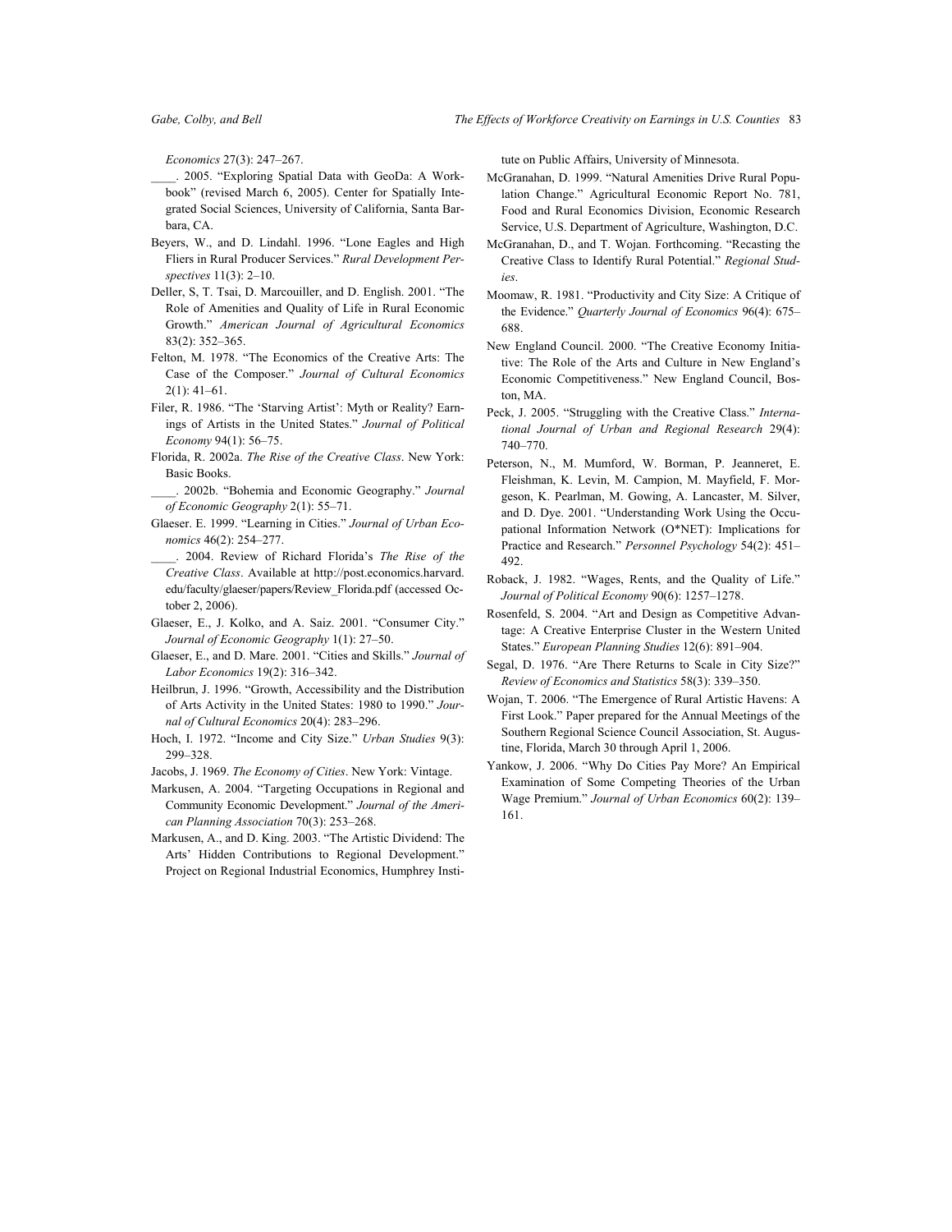*Economics* 27(3): 247–267.

____. 2005. "Exploring Spatial Data with GeoDa: A Workbook" (revised March 6, 2005). Center for Spatially Integrated Social Sciences, University of California, Santa Barbara, CA.

Beyers, W., and D. Lindahl. 1996. "Lone Eagles and High Fliers in Rural Producer Services." *Rural Development Perspectives* 11(3): 2–10.

Deller, S, T. Tsai, D. Marcouiller, and D. English. 2001. "The Role of Amenities and Quality of Life in Rural Economic Growth." *American Journal of Agricultural Economics* 83(2): 352–365.

Felton, M. 1978. "The Economics of the Creative Arts: The Case of the Composer." *Journal of Cultural Economics* 2(1): 41–61.

Filer, R. 1986. "The 'Starving Artist': Myth or Reality? Earnings of Artists in the United States." *Journal of Political Economy* 94(1): 56–75.

Florida, R. 2002a. *The Rise of the Creative Class*. New York: Basic Books.

____. 2002b. "Bohemia and Economic Geography." *Journal of Economic Geography* 2(1): 55–71.

Glaeser. E. 1999. "Learning in Cities." *Journal of Urban Economics* 46(2): 254–277.

____. 2004. Review of Richard Florida's *The Rise of the Creative Class*. Available at http://post.economics.harvard.edu/faculty/glaeser/papers/Review_Florida.pdf (accessed October 2, 2006).

Glaeser, E., J. Kolko, and A. Saiz. 2001. "Consumer City." *Journal of Economic Geography* 1(1): 27–50.

Glaeser, E., and D. Mare. 2001. "Cities and Skills." *Journal of Labor Economics* 19(2): 316–342.

Heilbrun, J. 1996. "Growth, Accessibility and the Distribution of Arts Activity in the United States: 1980 to 1990." *Journal of Cultural Economics* 20(4): 283–296.

Hoch, I. 1972. "Income and City Size." *Urban Studies* 9(3): 299–328.

Jacobs, J. 1969. *The Economy of Cities*. New York: Vintage.

Markusen, A. 2004. "Targeting Occupations in Regional and Community Economic Development." *Journal of the American Planning Association* 70(3): 253–268.

Markusen, A., and D. King. 2003. "The Artistic Dividend: The Arts' Hidden Contributions to Regional Development." Project on Regional Industrial Economics, Humphrey Institute on Public Affairs, University of Minnesota.

McGranahan, D. 1999. "Natural Amenities Drive Rural Population Change." Agricultural Economic Report No. 781, Food and Rural Economics Division, Economic Research Service, U.S. Department of Agriculture, Washington, D.C.

McGranahan, D., and T. Wojan. Forthcoming. "Recasting the Creative Class to Identify Rural Potential." *Regional Studies*.

Moomaw, R. 1981. "Productivity and City Size: A Critique of the Evidence." *Quarterly Journal of Economics* 96(4): 675–688.

New England Council. 2000. "The Creative Economy Initiative: The Role of the Arts and Culture in New England's Economic Competitiveness." New England Council, Boston, MA.

Peck, J. 2005. "Struggling with the Creative Class." *International Journal of Urban and Regional Research* 29(4): 740–770.

Peterson, N., M. Mumford, W. Borman, P. Jeanneret, E. Fleishman, K. Levin, M. Campion, M. Mayfield, F. Morgeson, K. Pearlman, M. Gowing, A. Lancaster, M. Silver, and D. Dye. 2001. "Understanding Work Using the Occupational Information Network (O*NET): Implications for Practice and Research." *Personnel Psychology* 54(2): 451–492.

Roback, J. 1982. "Wages, Rents, and the Quality of Life." *Journal of Political Economy* 90(6): 1257–1278.

Rosenfeld, S. 2004. "Art and Design as Competitive Advantage: A Creative Enterprise Cluster in the Western United States." *European Planning Studies* 12(6): 891–904.

Segal, D. 1976. "Are There Returns to Scale in City Size?" *Review of Economics and Statistics* 58(3): 339–350.

Wojan, T. 2006. "The Emergence of Rural Artistic Havens: A First Look." Paper prepared for the Annual Meetings of the Southern Regional Science Council Association, St. Augustine, Florida, March 30 through April 1, 2006.

Yankow, J. 2006. "Why Do Cities Pay More? An Empirical Examination of Some Competing Theories of the Urban Wage Premium." *Journal of Urban Economics* 60(2): 139–161.